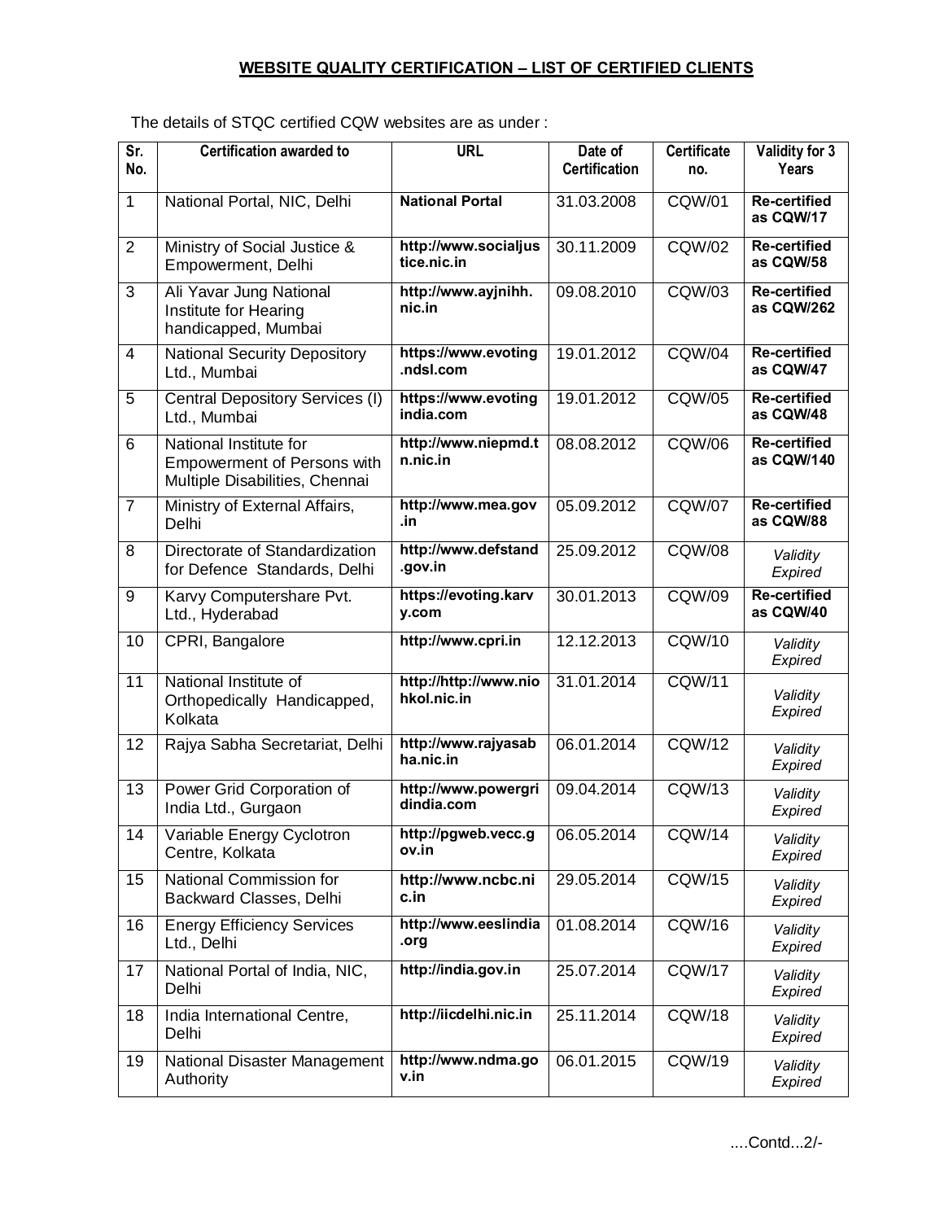# WEBSITE QUALITY CERTIFICATION – LIST OF CERTIFIED CLIENTS

The details of STQC certified CQW websites are as under :

| Sr. No. | Certification awarded to | URL | Date of Certification | Certificate no. | Validity for 3 Years |
|---|---|---|---|---|---|
| 1 | National Portal, NIC, Delhi | **National Portal** | 31.03.2008 | CQW/01 | **Re-certified as CQW/17** |
| 2 | Ministry of Social Justice & Empowerment, Delhi | **http://www.socialjustice.nic.in** | 30.11.2009 | CQW/02 | **Re-certified as CQW/58** |
| 3 | Ali Yavar Jung National Institute for Hearing handicapped, Mumbai | **http://www.ayjnihh.nic.in** | 09.08.2010 | CQW/03 | **Re-certified as CQW/262** |
| 4 | National Security Depository Ltd., Mumbai | **https://www.evoting.ndsl.com** | 19.01.2012 | CQW/04 | **Re-certified as CQW/47** |
| 5 | Central Depository Services (I) Ltd., Mumbai | **https://www.evotingindia.com** | 19.01.2012 | CQW/05 | **Re-certified as CQW/48** |
| 6 | National Institute for Empowerment of Persons with Multiple Disabilities, Chennai | **http://www.niepmd.tn.nic.in** | 08.08.2012 | CQW/06 | **Re-certified as CQW/140** |
| 7 | Ministry of External Affairs, Delhi | **http://www.mea.gov.in** | 05.09.2012 | CQW/07 | **Re-certified as CQW/88** |
| 8 | Directorate of Standardization for Defence Standards, Delhi | **http://www.defstand.gov.in** | 25.09.2012 | CQW/08 | *Validity Expired* |
| 9 | Karvy Computershare Pvt. Ltd., Hyderabad | **https://evoting.karvy.com** | 30.01.2013 | CQW/09 | **Re-certified as CQW/40** |
| 10 | CPRI, Bangalore | **http://www.cpri.in** | 12.12.2013 | CQW/10 | *Validity Expired* |
| 11 | National Institute of Orthopedically Handicapped, Kolkata | **http://http://www.niohkol.nic.in** | 31.01.2014 | CQW/11 | *Validity Expired* |
| 12 | Rajya Sabha Secretariat, Delhi | **http://www.rajyasabha.nic.in** | 06.01.2014 | CQW/12 | *Validity Expired* |
| 13 | Power Grid Corporation of India Ltd., Gurgaon | **http://www.powergridindia.com** | 09.04.2014 | CQW/13 | *Validity Expired* |
| 14 | Variable Energy Cyclotron Centre, Kolkata | **http://pgweb.vecc.gov.in** | 06.05.2014 | CQW/14 | *Validity Expired* |
| 15 | National Commission for Backward Classes, Delhi | **http://www.ncbc.nic.in** | 29.05.2014 | CQW/15 | *Validity Expired* |
| 16 | Energy Efficiency Services Ltd., Delhi | **http://www.eeslindia.org** | 01.08.2014 | CQW/16 | *Validity Expired* |
| 17 | National Portal of India, NIC, Delhi | **http://india.gov.in** | 25.07.2014 | CQW/17 | *Validity Expired* |
| 18 | India International Centre, Delhi | **http://iicdelhi.nic.in** | 25.11.2014 | CQW/18 | *Validity Expired* |
| 19 | National Disaster Management Authority | **http://www.ndma.gov.in** | 06.01.2015 | CQW/19 | *Validity Expired* |

....Contd...2/-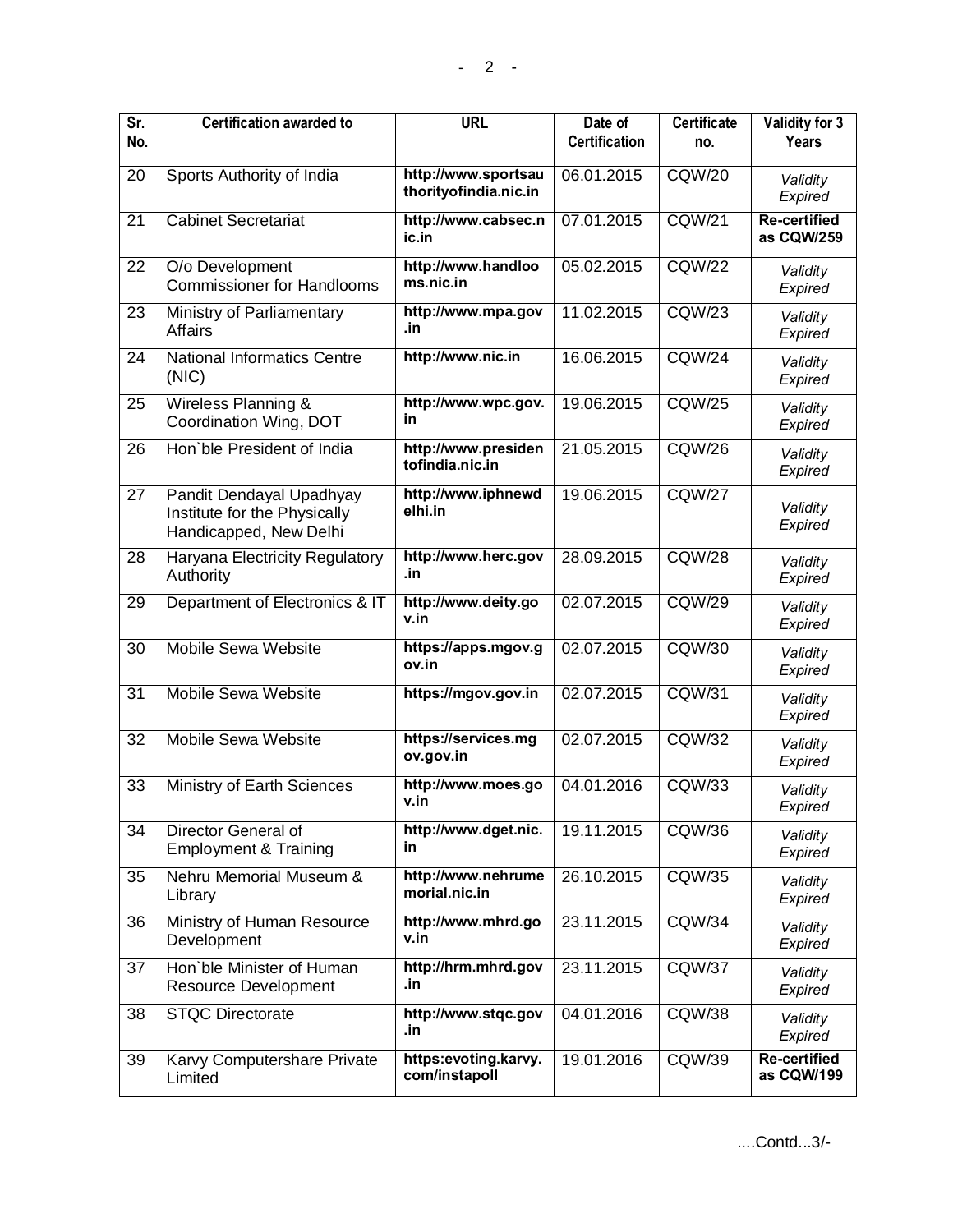| Sr. No. | Certification awarded to | URL | Date of Certification | Certificate no. | Validity for 3 Years |
|---|---|---|---|---|---|
| 20 | Sports Authority of India | **http://www.sportsauthorityofindia.nic.in** | 06.01.2015 | CQW/20 | *Validity Expired* |
| 21 | Cabinet Secretariat | **http://www.cabsec.nic.in** | 07.01.2015 | CQW/21 | **Re-certified as CQW/259** |
| 22 | O/o Development Commissioner for Handlooms | **http://www.handlooms.nic.in** | 05.02.2015 | CQW/22 | *Validity Expired* |
| 23 | Ministry of Parliamentary Affairs | **http://www.mpa.gov.in** | 11.02.2015 | CQW/23 | *Validity Expired* |
| 24 | National Informatics Centre (NIC) | **http://www.nic.in** | 16.06.2015 | CQW/24 | *Validity Expired* |
| 25 | Wireless Planning & Coordination Wing, DOT | **http://www.wpc.gov.in** | 19.06.2015 | CQW/25 | *Validity Expired* |
| 26 | Hon`ble President of India | **http://www.presidentofindia.nic.in** | 21.05.2015 | CQW/26 | *Validity Expired* |
| 27 | Pandit Dendayal Upadhyay Institute for the Physically Handicapped, New Delhi | **http://www.iphnewdelhi.in** | 19.06.2015 | CQW/27 | *Validity Expired* |
| 28 | Haryana Electricity Regulatory Authority | **http://www.herc.gov.in** | 28.09.2015 | CQW/28 | *Validity Expired* |
| 29 | Department of Electronics & IT | **http://www.deity.gov.in** | 02.07.2015 | CQW/29 | *Validity Expired* |
| 30 | Mobile Sewa Website | **https://apps.mgov.gov.in** | 02.07.2015 | CQW/30 | *Validity Expired* |
| 31 | Mobile Sewa Website | **https://mgov.gov.in** | 02.07.2015 | CQW/31 | *Validity Expired* |
| 32 | Mobile Sewa Website | **https://services.mgov.gov.in** | 02.07.2015 | CQW/32 | *Validity Expired* |
| 33 | Ministry of Earth Sciences | **http://www.moes.gov.in** | 04.01.2016 | CQW/33 | *Validity Expired* |
| 34 | Director General of Employment & Training | **http://www.dget.nic.in** | 19.11.2015 | CQW/36 | *Validity Expired* |
| 35 | Nehru Memorial Museum & Library | **http://www.nehrumemorial.nic.in** | 26.10.2015 | CQW/35 | *Validity Expired* |
| 36 | Ministry of Human Resource Development | **http://www.mhrd.gov.in** | 23.11.2015 | CQW/34 | *Validity Expired* |
| 37 | Hon`ble Minister of Human Resource Development | **http://hrm.mhrd.gov.in** | 23.11.2015 | CQW/37 | *Validity Expired* |
| 38 | STQC Directorate | **http://www.stqc.gov.in** | 04.01.2016 | CQW/38 | *Validity Expired* |
| 39 | Karvy Computershare Private Limited | **https:evoting.karvy.com/instapoll** | 19.01.2016 | CQW/39 | **Re-certified as CQW/199** |

....Contd...3/-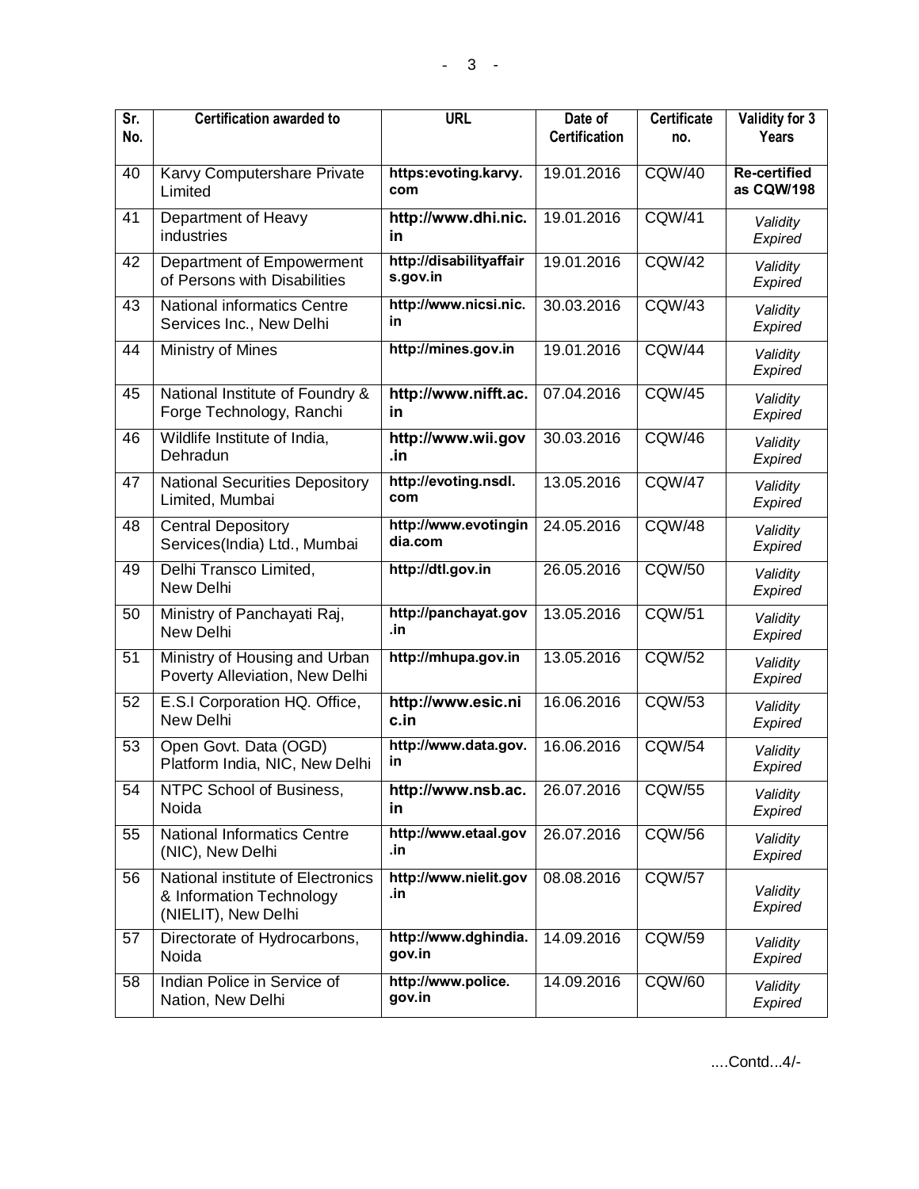| Sr. No. | Certification awarded to | URL | Date of Certification | Certificate no. | Validity for 3 Years |
|---|---|---|---|---|---|
| 40 | Karvy Computershare Private Limited | **https:evoting.karvy.com** | 19.01.2016 | CQW/40 | **Re-certified as CQW/198** |
| 41 | Department of Heavy industries | **http://www.dhi.nic.in** | 19.01.2016 | CQW/41 | *Validity Expired* |
| 42 | Department of Empowerment of Persons with Disabilities | **http://disabilityaffairs.gov.in** | 19.01.2016 | CQW/42 | *Validity Expired* |
| 43 | National informatics Centre Services Inc., New Delhi | **http://www.nicsi.nic.in** | 30.03.2016 | CQW/43 | *Validity Expired* |
| 44 | Ministry of Mines | **http://mines.gov.in** | 19.01.2016 | CQW/44 | *Validity Expired* |
| 45 | National Institute of Foundry & Forge Technology, Ranchi | **http://www.nifft.ac.in** | 07.04.2016 | CQW/45 | *Validity Expired* |
| 46 | Wildlife Institute of India, Dehradun | **http://www.wii.gov.in** | 30.03.2016 | CQW/46 | *Validity Expired* |
| 47 | National Securities Depository Limited, Mumbai | **http://evoting.nsdl.com** | 13.05.2016 | CQW/47 | *Validity Expired* |
| 48 | Central Depository Services(India) Ltd., Mumbai | **http://www.evotingindia.com** | 24.05.2016 | CQW/48 | *Validity Expired* |
| 49 | Delhi Transco Limited, New Delhi | **http://dtl.gov.in** | 26.05.2016 | CQW/50 | *Validity Expired* |
| 50 | Ministry of Panchayati Raj, New Delhi | **http://panchayat.gov.in** | 13.05.2016 | CQW/51 | *Validity Expired* |
| 51 | Ministry of Housing and Urban Poverty Alleviation, New Delhi | **http://mhupa.gov.in** | 13.05.2016 | CQW/52 | *Validity Expired* |
| 52 | E.S.I Corporation HQ. Office, New Delhi | **http://www.esic.nic.in** | 16.06.2016 | CQW/53 | *Validity Expired* |
| 53 | Open Govt. Data (OGD) Platform India, NIC, New Delhi | **http://www.data.gov.in** | 16.06.2016 | CQW/54 | *Validity Expired* |
| 54 | NTPC School of Business, Noida | **http://www.nsb.ac.in** | 26.07.2016 | CQW/55 | *Validity Expired* |
| 55 | National Informatics Centre (NIC), New Delhi | **http://www.etaal.gov.in** | 26.07.2016 | CQW/56 | *Validity Expired* |
| 56 | National institute of Electronics & Information Technology (NIELIT), New Delhi | **http://www.nielit.gov.in** | 08.08.2016 | CQW/57 | *Validity Expired* |
| 57 | Directorate of Hydrocarbons, Noida | **http://www.dghindia.gov.in** | 14.09.2016 | CQW/59 | *Validity Expired* |
| 58 | Indian Police in Service of Nation, New Delhi | **http://www.police.gov.in** | 14.09.2016 | CQW/60 | *Validity Expired* |

....Contd...4/-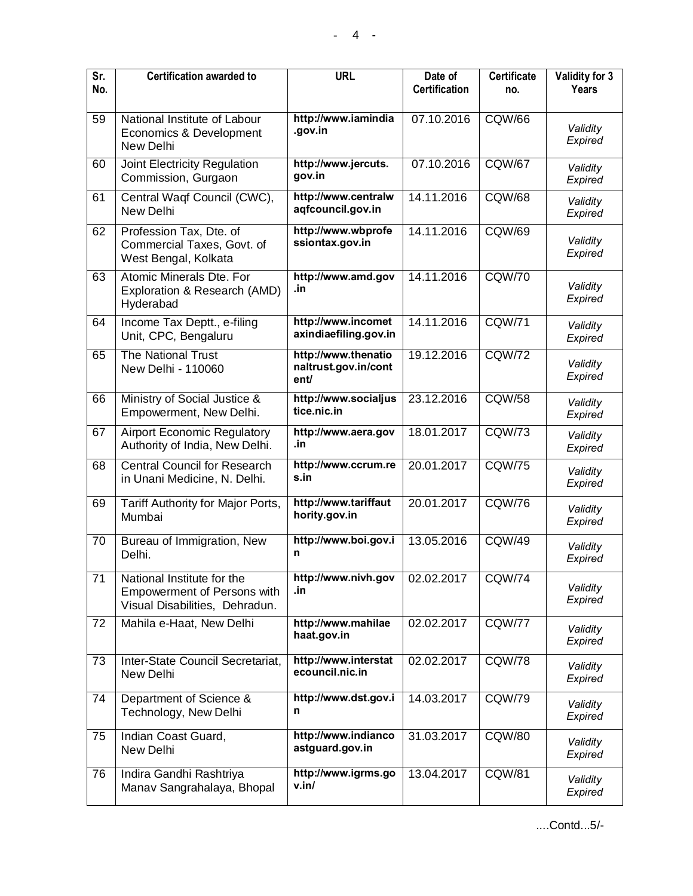| Sr. No. | Certification awarded to | URL | Date of Certification | Certificate no. | Validity for 3 Years |
|---|---|---|---|---|---|
| 59 | National Institute of Labour Economics & Development New Delhi | **http://www.iamindia.gov.in** | 07.10.2016 | CQW/66 | *Validity Expired* |
| 60 | Joint Electricity Regulation Commission, Gurgaon | **http://www.jercuts.gov.in** | 07.10.2016 | CQW/67 | *Validity Expired* |
| 61 | Central Waqf Council (CWC), New Delhi | **http://www.centralwaqfcouncil.gov.in** | 14.11.2016 | CQW/68 | *Validity Expired* |
| 62 | Profession Tax, Dte. of Commercial Taxes, Govt. of West Bengal, Kolkata | **http://www.wbprofessiontax.gov.in** | 14.11.2016 | CQW/69 | *Validity Expired* |
| 63 | Atomic Minerals Dte. For Exploration & Research (AMD) Hyderabad | **http://www.amd.gov.in** | 14.11.2016 | CQW/70 | *Validity Expired* |
| 64 | Income Tax Deptt., e-filing Unit, CPC, Bengaluru | **http://www.incometaxindiaefiling.gov.in** | 14.11.2016 | CQW/71 | *Validity Expired* |
| 65 | The National Trust New Delhi - 110060 | **http://www.thenationaltrust.gov.in/content/** | 19.12.2016 | CQW/72 | *Validity Expired* |
| 66 | Ministry of Social Justice & Empowerment, New Delhi. | **http://www.socialjustice.nic.in** | 23.12.2016 | CQW/58 | *Validity Expired* |
| 67 | Airport Economic Regulatory Authority of India, New Delhi. | **http://www.aera.gov.in** | 18.01.2017 | CQW/73 | *Validity Expired* |
| 68 | Central Council for Research in Unani Medicine, N. Delhi. | **http://www.ccrum.res.in** | 20.01.2017 | CQW/75 | *Validity Expired* |
| 69 | Tariff Authority for Major Ports, Mumbai | **http://www.tariffauthority.gov.in** | 20.01.2017 | CQW/76 | *Validity Expired* |
| 70 | Bureau of Immigration, New Delhi. | **http://www.boi.gov.in** | 13.05.2016 | CQW/49 | *Validity Expired* |
| 71 | National Institute for the Empowerment of Persons with Visual Disabilities, Dehradun. | **http://www.nivh.gov.in** | 02.02.2017 | CQW/74 | *Validity Expired* |
| 72 | Mahila e-Haat, New Delhi | **http://www.mahilaehaat.gov.in** | 02.02.2017 | CQW/77 | *Validity Expired* |
| 73 | Inter-State Council Secretariat, New Delhi | **http://www.interstatecouncil.nic.in** | 02.02.2017 | CQW/78 | *Validity Expired* |
| 74 | Department of Science & Technology, New Delhi | **http://www.dst.gov.in** | 14.03.2017 | CQW/79 | *Validity Expired* |
| 75 | Indian Coast Guard, New Delhi | **http://www.indiancoastguard.gov.in** | 31.03.2017 | CQW/80 | *Validity Expired* |
| 76 | Indira Gandhi Rashtriya Manav Sangrahalaya, Bhopal | **http://www.igrms.gov.in/** | 13.04.2017 | CQW/81 | *Validity Expired* |

....Contd...5/-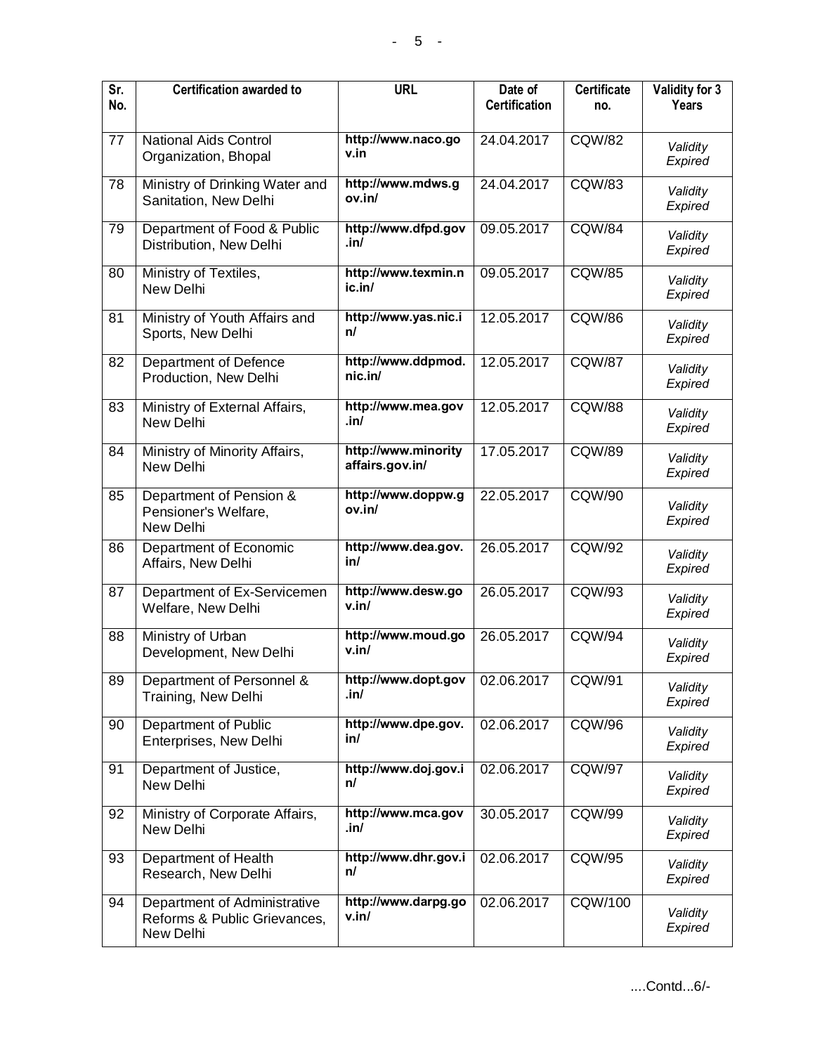| Sr. No. | Certification awarded to | URL | Date of Certification | Certificate no. | Validity for 3 Years |
|---|---|---|---|---|---|
| 77 | National Aids Control Organization, Bhopal | **http://www.naco.gov.in** | 24.04.2017 | CQW/82 | *Validity Expired* |
| 78 | Ministry of Drinking Water and Sanitation, New Delhi | **http://www.mdws.gov.in/** | 24.04.2017 | CQW/83 | *Validity Expired* |
| 79 | Department of Food & Public Distribution, New Delhi | **http://www.dfpd.gov.in/** | 09.05.2017 | CQW/84 | *Validity Expired* |
| 80 | Ministry of Textiles, New Delhi | **http://www.texmin.nic.in/** | 09.05.2017 | CQW/85 | *Validity Expired* |
| 81 | Ministry of Youth Affairs and Sports, New Delhi | **http://www.yas.nic.in/** | 12.05.2017 | CQW/86 | *Validity Expired* |
| 82 | Department of Defence Production, New Delhi | **http://www.ddpmod.nic.in/** | 12.05.2017 | CQW/87 | *Validity Expired* |
| 83 | Ministry of External Affairs, New Delhi | **http://www.mea.gov.in/** | 12.05.2017 | CQW/88 | *Validity Expired* |
| 84 | Ministry of Minority Affairs, New Delhi | **http://www.minorityaffairs.gov.in/** | 17.05.2017 | CQW/89 | *Validity Expired* |
| 85 | Department of Pension & Pensioner's Welfare, New Delhi | **http://www.doppw.gov.in/** | 22.05.2017 | CQW/90 | *Validity Expired* |
| 86 | Department of Economic Affairs, New Delhi | **http://www.dea.gov.in/** | 26.05.2017 | CQW/92 | *Validity Expired* |
| 87 | Department of Ex-Servicemen Welfare, New Delhi | **http://www.desw.gov.in/** | 26.05.2017 | CQW/93 | *Validity Expired* |
| 88 | Ministry of Urban Development, New Delhi | **http://www.moud.gov.in/** | 26.05.2017 | CQW/94 | *Validity Expired* |
| 89 | Department of Personnel & Training, New Delhi | **http://www.dopt.gov.in/** | 02.06.2017 | CQW/91 | *Validity Expired* |
| 90 | Department of Public Enterprises, New Delhi | **http://www.dpe.gov.in/** | 02.06.2017 | CQW/96 | *Validity Expired* |
| 91 | Department of Justice, New Delhi | **http://www.doj.gov.in/** | 02.06.2017 | CQW/97 | *Validity Expired* |
| 92 | Ministry of Corporate Affairs, New Delhi | **http://www.mca.gov.in/** | 30.05.2017 | CQW/99 | *Validity Expired* |
| 93 | Department of Health Research, New Delhi | **http://www.dhr.gov.in/** | 02.06.2017 | CQW/95 | *Validity Expired* |
| 94 | Department of Administrative Reforms & Public Grievances, New Delhi | **http://www.darpg.gov.in/** | 02.06.2017 | CQW/100 | *Validity Expired* |

....Contd...6/-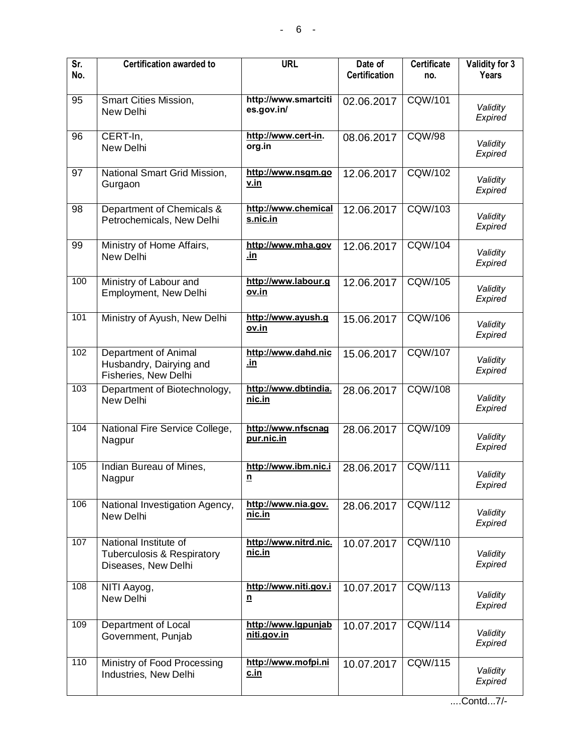| Sr. No. | Certification awarded to | URL | Date of Certification | Certificate no. | Validity for 3 Years |
|---|---|---|---|---|---|
| 95 | Smart Cities Mission, New Delhi | http://www.smartcities.gov.in/ | 02.06.2017 | CQW/101 | *Validity Expired* |
| 96 | CERT-In, New Delhi | http://www.cert-in.org.in | 08.06.2017 | CQW/98 | *Validity Expired* |
| 97 | National Smart Grid Mission, Gurgaon | http://www.nsgm.gov.in | 12.06.2017 | CQW/102 | *Validity Expired* |
| 98 | Department of Chemicals & Petrochemicals, New Delhi | http://www.chemicals.nic.in | 12.06.2017 | CQW/103 | *Validity Expired* |
| 99 | Ministry of Home Affairs, New Delhi | http://www.mha.gov.in | 12.06.2017 | CQW/104 | *Validity Expired* |
| 100 | Ministry of Labour and Employment, New Delhi | http://www.labour.gov.in | 12.06.2017 | CQW/105 | *Validity Expired* |
| 101 | Ministry of Ayush, New Delhi | http://www.ayush.gov.in | 15.06.2017 | CQW/106 | *Validity Expired* |
| 102 | Department of Animal Husbandry, Dairying and Fisheries, New Delhi | http://www.dahd.nic.in | 15.06.2017 | CQW/107 | *Validity Expired* |
| 103 | Department of Biotechnology, New Delhi | http://www.dbtindia.nic.in | 28.06.2017 | CQW/108 | *Validity Expired* |
| 104 | National Fire Service College, Nagpur | http://www.nfscnagpur.nic.in | 28.06.2017 | CQW/109 | *Validity Expired* |
| 105 | Indian Bureau of Mines, Nagpur | http://www.ibm.nic.in | 28.06.2017 | CQW/111 | *Validity Expired* |
| 106 | National Investigation Agency, New Delhi | http://www.nia.gov.nic.in | 28.06.2017 | CQW/112 | *Validity Expired* |
| 107 | National Institute of Tuberculosis & Respiratory Diseases, New Delhi | http://www.nitrd.nic.nic.in | 10.07.2017 | CQW/110 | *Validity Expired* |
| 108 | NITI Aayog, New Delhi | http://www.niti.gov.in | 10.07.2017 | CQW/113 | *Validity Expired* |
| 109 | Department of Local Government, Punjab | http://www.lgpunjabniti.gov.in | 10.07.2017 | CQW/114 | *Validity Expired* |
| 110 | Ministry of Food Processing Industries, New Delhi | http://www.mofpi.nic.in | 10.07.2017 | CQW/115 | *Validity Expired* |

....Contd...7/-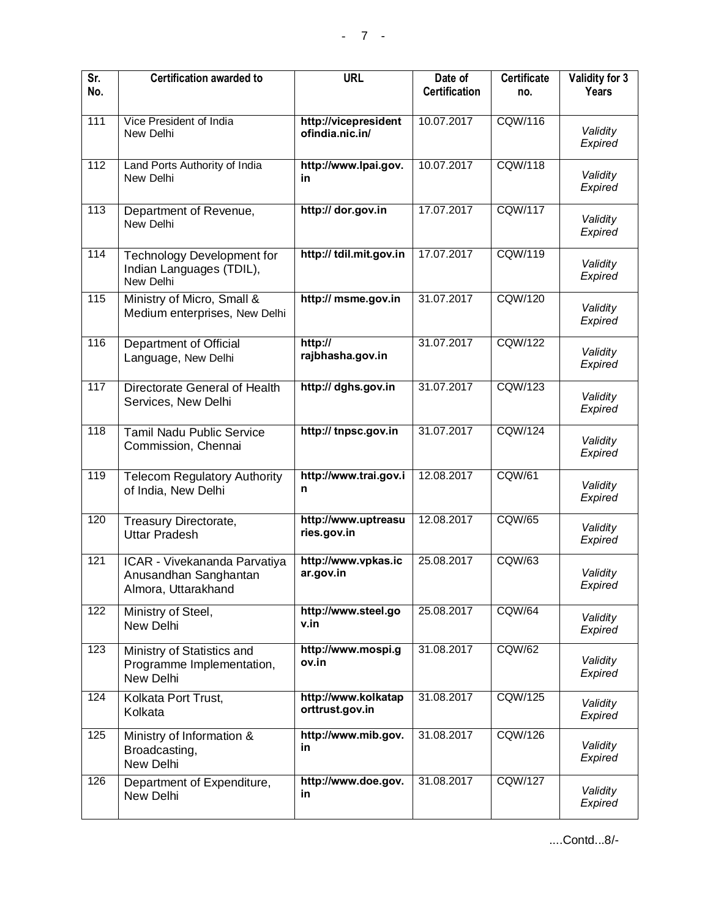| Sr. No. | Certification awarded to | URL | Date of Certification | Certificate no. | Validity for 3 Years |
|---|---|---|---|---|---|
| 111 | Vice President of India New Delhi | **http://vicepresidentofindia.nic.in/** | 10.07.2017 | CQW/116 | *Validity Expired* |
| 112 | Land Ports Authority of India New Delhi | **http://www.lpai.gov.in** | 10.07.2017 | CQW/118 | *Validity Expired* |
| 113 | Department of Revenue, New Delhi | **http:// dor.gov.in** | 17.07.2017 | CQW/117 | *Validity Expired* |
| 114 | Technology Development for Indian Languages (TDIL), New Delhi | **http:// tdil.mit.gov.in** | 17.07.2017 | CQW/119 | *Validity Expired* |
| 115 | Ministry of Micro, Small & Medium enterprises, New Delhi | **http:// msme.gov.in** | 31.07.2017 | CQW/120 | *Validity Expired* |
| 116 | Department of Official Language, New Delhi | **http:// rajbhasha.gov.in** | 31.07.2017 | CQW/122 | *Validity Expired* |
| 117 | Directorate General of Health Services, New Delhi | **http:// dghs.gov.in** | 31.07.2017 | CQW/123 | *Validity Expired* |
| 118 | Tamil Nadu Public Service Commission, Chennai | **http:// tnpsc.gov.in** | 31.07.2017 | CQW/124 | *Validity Expired* |
| 119 | Telecom Regulatory Authority of India, New Delhi | **http://www.trai.gov.in** | 12.08.2017 | CQW/61 | *Validity Expired* |
| 120 | Treasury Directorate, Uttar Pradesh | **http://www.uptreasuries.gov.in** | 12.08.2017 | CQW/65 | *Validity Expired* |
| 121 | ICAR - Vivekananda Parvatiya Anusandhan Sanghantan Almora, Uttarakhand | **http://www.vpkas.icar.gov.in** | 25.08.2017 | CQW/63 | *Validity Expired* |
| 122 | Ministry of Steel, New Delhi | **http://www.steel.gov.in** | 25.08.2017 | CQW/64 | *Validity Expired* |
| 123 | Ministry of Statistics and Programme Implementation, New Delhi | **http://www.mospi.gov.in** | 31.08.2017 | CQW/62 | *Validity Expired* |
| 124 | Kolkata Port Trust, Kolkata | **http://www.kolkataporttrust.gov.in** | 31.08.2017 | CQW/125 | *Validity Expired* |
| 125 | Ministry of Information & Broadcasting, New Delhi | **http://www.mib.gov.in** | 31.08.2017 | CQW/126 | *Validity Expired* |
| 126 | Department of Expenditure, New Delhi | **http://www.doe.gov.in** | 31.08.2017 | CQW/127 | *Validity Expired* |

....Contd...8/-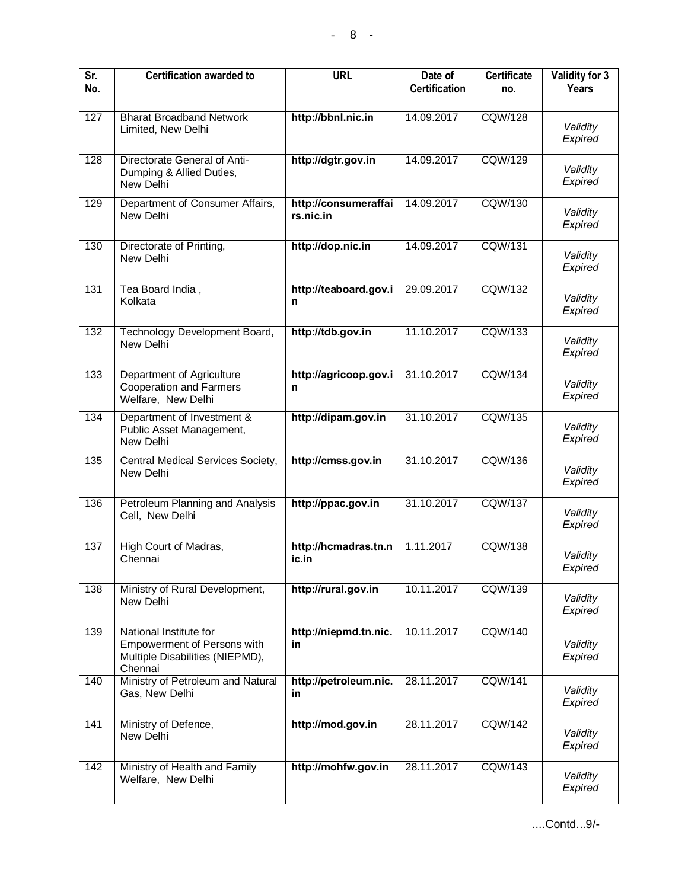| Sr. No. | Certification awarded to | URL | Date of Certification | Certificate no. | Validity for 3 Years |
|---|---|---|---|---|---|
| 127 | Bharat Broadband Network Limited, New Delhi | **http://bbnl.nic.in** | 14.09.2017 | CQW/128 | *Validity Expired* |
| 128 | Directorate General of Anti-Dumping & Allied Duties, New Delhi | **http://dgtr.gov.in** | 14.09.2017 | CQW/129 | *Validity Expired* |
| 129 | Department of Consumer Affairs, New Delhi | **http://consumeraffairs.nic.in** | 14.09.2017 | CQW/130 | *Validity Expired* |
| 130 | Directorate of Printing, New Delhi | **http://dop.nic.in** | 14.09.2017 | CQW/131 | *Validity Expired* |
| 131 | Tea Board India , Kolkata | **http://teaboard.gov.in** | 29.09.2017 | CQW/132 | *Validity Expired* |
| 132 | Technology Development Board, New Delhi | **http://tdb.gov.in** | 11.10.2017 | CQW/133 | *Validity Expired* |
| 133 | Department of Agriculture Cooperation and Farmers Welfare, New Delhi | **http://agricoop.gov.in** | 31.10.2017 | CQW/134 | *Validity Expired* |
| 134 | Department of Investment & Public Asset Management, New Delhi | **http://dipam.gov.in** | 31.10.2017 | CQW/135 | *Validity Expired* |
| 135 | Central Medical Services Society, New Delhi | **http://cmss.gov.in** | 31.10.2017 | CQW/136 | *Validity Expired* |
| 136 | Petroleum Planning and Analysis Cell, New Delhi | **http://ppac.gov.in** | 31.10.2017 | CQW/137 | *Validity Expired* |
| 137 | High Court of Madras, Chennai | **http://hcmadras.tn.nic.in** | 1.11.2017 | CQW/138 | *Validity Expired* |
| 138 | Ministry of Rural Development, New Delhi | **http://rural.gov.in** | 10.11.2017 | CQW/139 | *Validity Expired* |
| 139 | National Institute for Empowerment of Persons with Multiple Disabilities (NIEPMD), Chennai | **http://niepmd.tn.nic.in** | 10.11.2017 | CQW/140 | *Validity Expired* |
| 140 | Ministry of Petroleum and Natural Gas, New Delhi | **http://petroleum.nic.in** | 28.11.2017 | CQW/141 | *Validity Expired* |
| 141 | Ministry of Defence, New Delhi | **http://mod.gov.in** | 28.11.2017 | CQW/142 | *Validity Expired* |
| 142 | Ministry of Health and Family Welfare, New Delhi | **http://mohfw.gov.in** | 28.11.2017 | CQW/143 | *Validity Expired* |

....Contd...9/-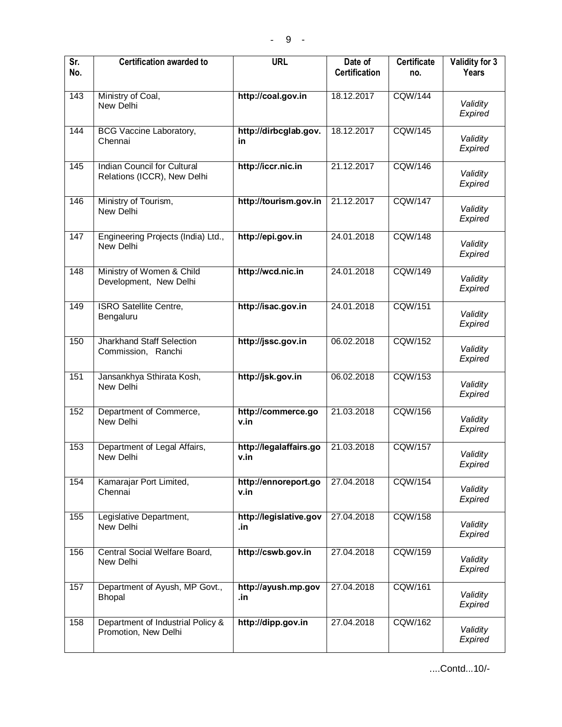| Sr. No. | Certification awarded to | URL | Date of Certification | Certificate no. | Validity for 3 Years |
|---|---|---|---|---|---|
| 143 | Ministry of Coal, New Delhi | **http://coal.gov.in** | 18.12.2017 | CQW/144 | *Validity Expired* |
| 144 | BCG Vaccine Laboratory, Chennai | **http://dirbcglab.gov.in** | 18.12.2017 | CQW/145 | *Validity Expired* |
| 145 | Indian Council for Cultural Relations (ICCR), New Delhi | **http://iccr.nic.in** | 21.12.2017 | CQW/146 | *Validity Expired* |
| 146 | Ministry of Tourism, New Delhi | **http://tourism.gov.in** | 21.12.2017 | CQW/147 | *Validity Expired* |
| 147 | Engineering Projects (India) Ltd., New Delhi | **http://epi.gov.in** | 24.01.2018 | CQW/148 | *Validity Expired* |
| 148 | Ministry of Women & Child Development, New Delhi | **http://wcd.nic.in** | 24.01.2018 | CQW/149 | *Validity Expired* |
| 149 | ISRO Satellite Centre, Bengaluru | **http://isac.gov.in** | 24.01.2018 | CQW/151 | *Validity Expired* |
| 150 | Jharkhand Staff Selection Commission, Ranchi | **http://jssc.gov.in** | 06.02.2018 | CQW/152 | *Validity Expired* |
| 151 | Jansankhya Sthirata Kosh, New Delhi | **http://jsk.gov.in** | 06.02.2018 | CQW/153 | *Validity Expired* |
| 152 | Department of Commerce, New Delhi | **http://commerce.gov.in** | 21.03.2018 | CQW/156 | *Validity Expired* |
| 153 | Department of Legal Affairs, New Delhi | **http://legalaffairs.gov.in** | 21.03.2018 | CQW/157 | *Validity Expired* |
| 154 | Kamarajar Port Limited, Chennai | **http://ennoreport.gov.in** | 27.04.2018 | CQW/154 | *Validity Expired* |
| 155 | Legislative Department, New Delhi | **http://legislative.gov.in** | 27.04.2018 | CQW/158 | *Validity Expired* |
| 156 | Central Social Welfare Board, New Delhi | **http://cswb.gov.in** | 27.04.2018 | CQW/159 | *Validity Expired* |
| 157 | Department of Ayush, MP Govt., Bhopal | **http://ayush.mp.gov.in** | 27.04.2018 | CQW/161 | *Validity Expired* |
| 158 | Department of Industrial Policy & Promotion, New Delhi | **http://dipp.gov.in** | 27.04.2018 | CQW/162 | *Validity Expired* |

....Contd...10/-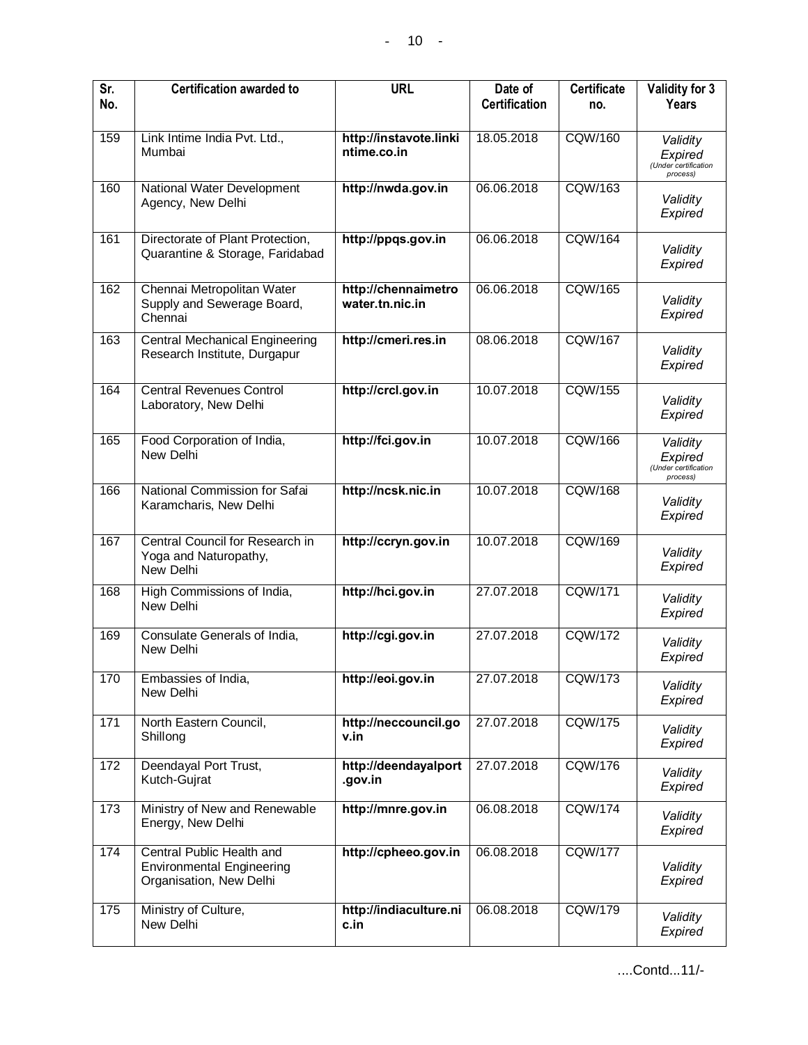| Sr. No. | Certification awarded to | URL | Date of Certification | Certificate no. | Validity for 3 Years |
|---|---|---|---|---|---|
| 159 | Link Intime India Pvt. Ltd., Mumbai | **http://instavote.linkintime.co.in** | 18.05.2018 | CQW/160 | *Validity Expired* *(Under certification process)* |
| 160 | National Water Development Agency, New Delhi | **http://nwda.gov.in** | 06.06.2018 | CQW/163 | *Validity Expired* |
| 161 | Directorate of Plant Protection, Quarantine & Storage, Faridabad | **http://ppqs.gov.in** | 06.06.2018 | CQW/164 | *Validity Expired* |
| 162 | Chennai Metropolitan Water Supply and Sewerage Board, Chennai | **http://chennaimetrowater.tn.nic.in** | 06.06.2018 | CQW/165 | *Validity Expired* |
| 163 | Central Mechanical Engineering Research Institute, Durgapur | **http://cmeri.res.in** | 08.06.2018 | CQW/167 | *Validity Expired* |
| 164 | Central Revenues Control Laboratory, New Delhi | **http://crcl.gov.in** | 10.07.2018 | CQW/155 | *Validity Expired* |
| 165 | Food Corporation of India, New Delhi | **http://fci.gov.in** | 10.07.2018 | CQW/166 | *Validity Expired* *(Under certification process)* |
| 166 | National Commission for Safai Karamcharis, New Delhi | **http://ncsk.nic.in** | 10.07.2018 | CQW/168 | *Validity Expired* |
| 167 | Central Council for Research in Yoga and Naturopathy, New Delhi | **http://ccryn.gov.in** | 10.07.2018 | CQW/169 | *Validity Expired* |
| 168 | High Commissions of India, New Delhi | **http://hci.gov.in** | 27.07.2018 | CQW/171 | *Validity Expired* |
| 169 | Consulate Generals of India, New Delhi | **http://cgi.gov.in** | 27.07.2018 | CQW/172 | *Validity Expired* |
| 170 | Embassies of India, New Delhi | **http://eoi.gov.in** | 27.07.2018 | CQW/173 | *Validity Expired* |
| 171 | North Eastern Council, Shillong | **http://neccouncil.gov.in** | 27.07.2018 | CQW/175 | *Validity Expired* |
| 172 | Deendayal Port Trust, Kutch-Gujrat | **http://deendayalport.gov.in** | 27.07.2018 | CQW/176 | *Validity Expired* |
| 173 | Ministry of New and Renewable Energy, New Delhi | **http://mnre.gov.in** | 06.08.2018 | CQW/174 | *Validity Expired* |
| 174 | Central Public Health and Environmental Engineering Organisation, New Delhi | **http://cpheeo.gov.in** | 06.08.2018 | CQW/177 | *Validity Expired* |
| 175 | Ministry of Culture, New Delhi | **http://indiaculture.nic.in** | 06.08.2018 | CQW/179 | *Validity Expired* |

....Contd...11/-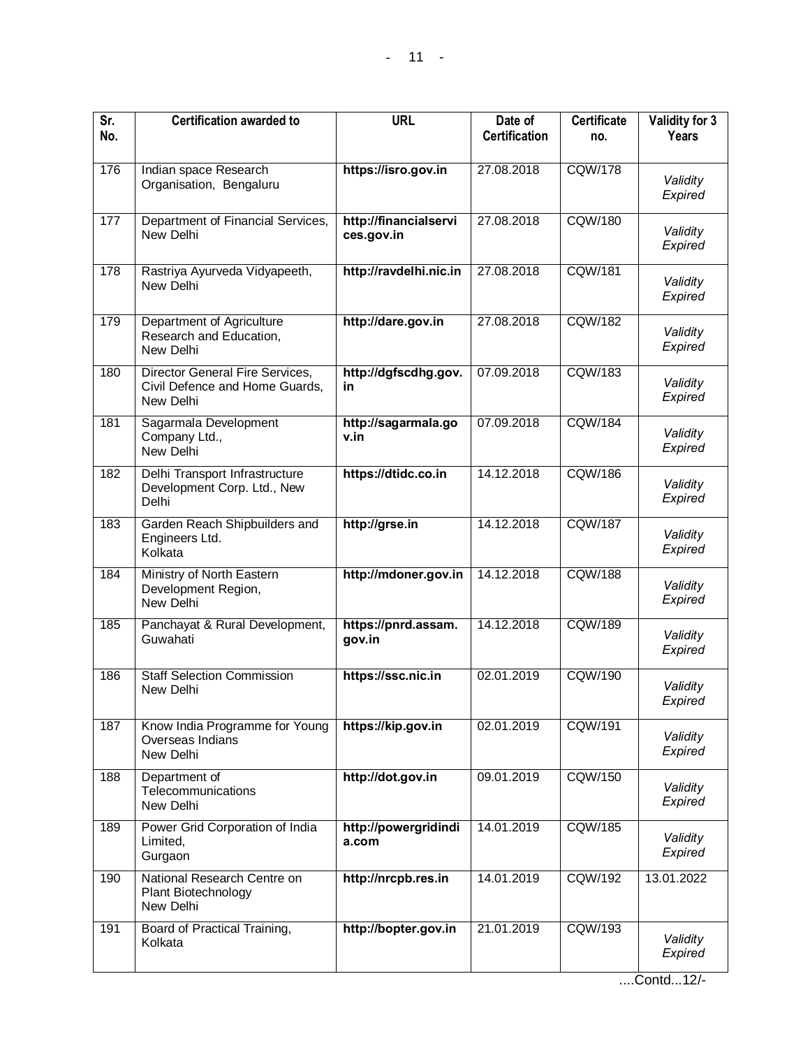| Sr. No. | Certification awarded to | URL | Date of Certification | Certificate no. | Validity for 3 Years |
|---|---|---|---|---|---|
| 176 | Indian space Research Organisation, Bengaluru | **https://isro.gov.in** | 27.08.2018 | CQW/178 | *Validity Expired* |
| 177 | Department of Financial Services, New Delhi | **http://financialservices.gov.in** | 27.08.2018 | CQW/180 | *Validity Expired* |
| 178 | Rastriya Ayurveda Vidyapeeth, New Delhi | **http://ravdelhi.nic.in** | 27.08.2018 | CQW/181 | *Validity Expired* |
| 179 | Department of Agriculture Research and Education, New Delhi | **http://dare.gov.in** | 27.08.2018 | CQW/182 | *Validity Expired* |
| 180 | Director General Fire Services, Civil Defence and Home Guards, New Delhi | **http://dgfscdhg.gov.in** | 07.09.2018 | CQW/183 | *Validity Expired* |
| 181 | Sagarmala Development Company Ltd., New Delhi | **http://sagarmala.gov.in** | 07.09.2018 | CQW/184 | *Validity Expired* |
| 182 | Delhi Transport Infrastructure Development Corp. Ltd., New Delhi | **https://dtidc.co.in** | 14.12.2018 | CQW/186 | *Validity Expired* |
| 183 | Garden Reach Shipbuilders and Engineers Ltd. Kolkata | **http://grse.in** | 14.12.2018 | CQW/187 | *Validity Expired* |
| 184 | Ministry of North Eastern Development Region, New Delhi | **http://mdoner.gov.in** | 14.12.2018 | CQW/188 | *Validity Expired* |
| 185 | Panchayat & Rural Development, Guwahati | **https://pnrd.assam.gov.in** | 14.12.2018 | CQW/189 | *Validity Expired* |
| 186 | Staff Selection Commission New Delhi | **https://ssc.nic.in** | 02.01.2019 | CQW/190 | *Validity Expired* |
| 187 | Know India Programme for Young Overseas Indians New Delhi | **https://kip.gov.in** | 02.01.2019 | CQW/191 | *Validity Expired* |
| 188 | Department of Telecommunications New Delhi | **http://dot.gov.in** | 09.01.2019 | CQW/150 | *Validity Expired* |
| 189 | Power Grid Corporation of India Limited, Gurgaon | **http://powergridindia.com** | 14.01.2019 | CQW/185 | *Validity Expired* |
| 190 | National Research Centre on Plant Biotechnology New Delhi | **http://nrcpb.res.in** | 14.01.2019 | CQW/192 | 13.01.2022 |
| 191 | Board of Practical Training, Kolkata | **http://bopter.gov.in** | 21.01.2019 | CQW/193 | *Validity Expired* |

....Contd...12/-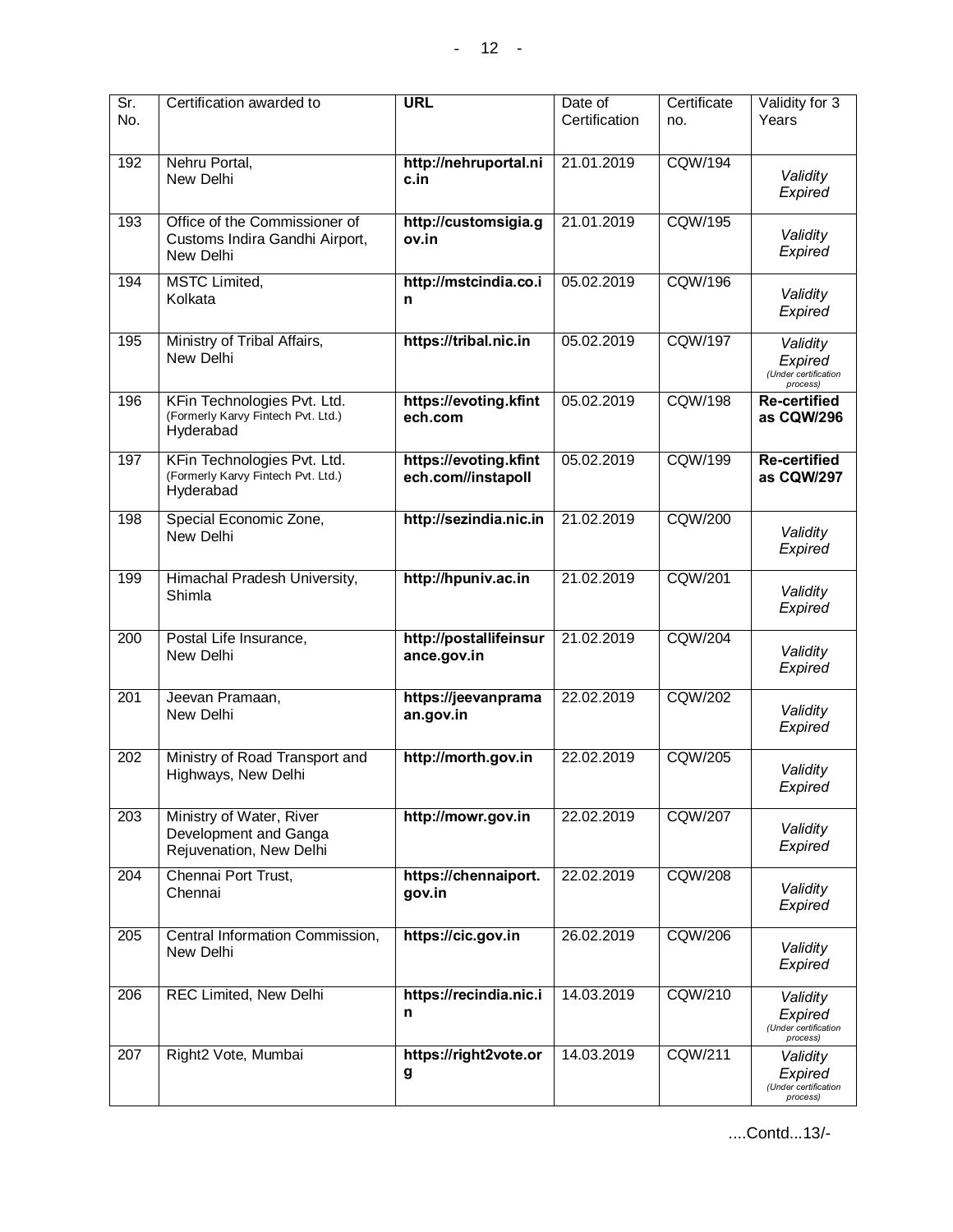| Sr. No. | Certification awarded to | URL | Date of Certification | Certificate no. | Validity for 3 Years |
|---|---|---|---|---|---|
| 192 | Nehru Portal, New Delhi | **http://nehruportal.nic.in** | 21.01.2019 | CQW/194 | *Validity Expired* |
| 193 | Office of the Commissioner of Customs Indira Gandhi Airport, New Delhi | **http://customsigia.gov.in** | 21.01.2019 | CQW/195 | *Validity Expired* |
| 194 | MSTC Limited, Kolkata | **http://mstcindia.co.in** | 05.02.2019 | CQW/196 | *Validity Expired* |
| 195 | Ministry of Tribal Affairs, New Delhi | **https://tribal.nic.in** | 05.02.2019 | CQW/197 | *Validity Expired (Under certification process)* |
| 196 | KFin Technologies Pvt. Ltd. (Formerly Karvy Fintech Pvt. Ltd.) Hyderabad | **https://evoting.kfintech.com** | 05.02.2019 | CQW/198 | **Re-certified as CQW/296** |
| 197 | KFin Technologies Pvt. Ltd. (Formerly Karvy Fintech Pvt. Ltd.) Hyderabad | **https://evoting.kfintech.com//instapoll** | 05.02.2019 | CQW/199 | **Re-certified as CQW/297** |
| 198 | Special Economic Zone, New Delhi | **http://sezindia.nic.in** | 21.02.2019 | CQW/200 | *Validity Expired* |
| 199 | Himachal Pradesh University, Shimla | **http://hpuniv.ac.in** | 21.02.2019 | CQW/201 | *Validity Expired* |
| 200 | Postal Life Insurance, New Delhi | **http://postallifeinsurance.gov.in** | 21.02.2019 | CQW/204 | *Validity Expired* |
| 201 | Jeevan Pramaan, New Delhi | **https://jeevanpramaan.gov.in** | 22.02.2019 | CQW/202 | *Validity Expired* |
| 202 | Ministry of Road Transport and Highways, New Delhi | **http://morth.gov.in** | 22.02.2019 | CQW/205 | *Validity Expired* |
| 203 | Ministry of Water, River Development and Ganga Rejuvenation, New Delhi | **http://mowr.gov.in** | 22.02.2019 | CQW/207 | *Validity Expired* |
| 204 | Chennai Port Trust, Chennai | **https://chennaiport.gov.in** | 22.02.2019 | CQW/208 | *Validity Expired* |
| 205 | Central Information Commission, New Delhi | **https://cic.gov.in** | 26.02.2019 | CQW/206 | *Validity Expired* |
| 206 | REC Limited, New Delhi | **https://recindia.nic.in** | 14.03.2019 | CQW/210 | *Validity Expired (Under certification process)* |
| 207 | Right2 Vote, Mumbai | **https://right2vote.org** | 14.03.2019 | CQW/211 | *Validity Expired (Under certification process)* |

....Contd...13/-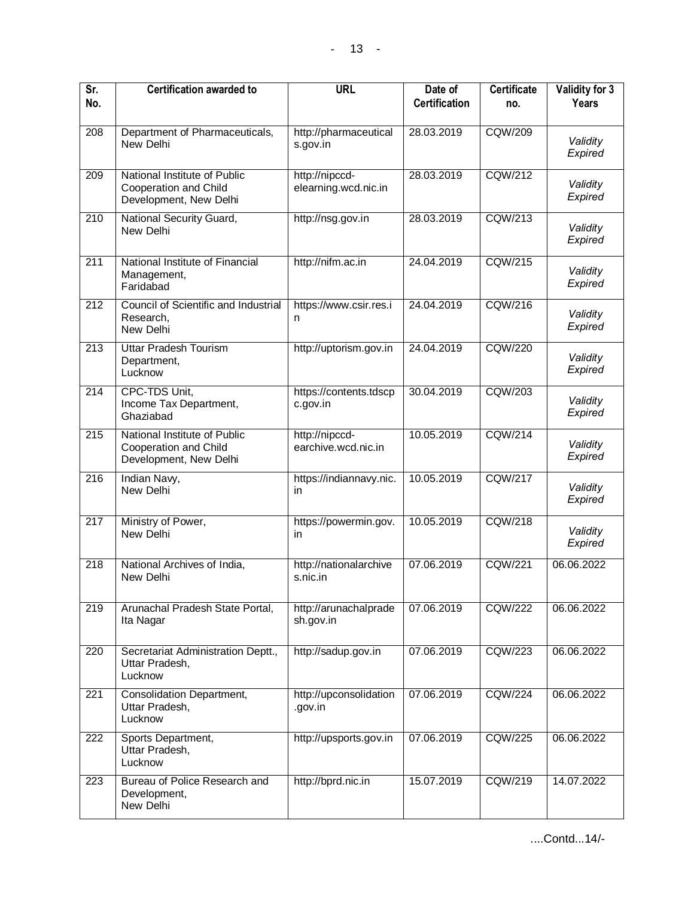| Sr. No. | Certification awarded to | URL | Date of Certification | Certificate no. | Validity for 3 Years |
|---|---|---|---|---|---|
| 208 | Department of Pharmaceuticals, New Delhi | http://pharmaceuticals.gov.in | 28.03.2019 | CQW/209 | *Validity Expired* |
| 209 | National Institute of Public Cooperation and Child Development, New Delhi | http://nipccd-elearning.wcd.nic.in | 28.03.2019 | CQW/212 | *Validity Expired* |
| 210 | National Security Guard, New Delhi | http://nsg.gov.in | 28.03.2019 | CQW/213 | *Validity Expired* |
| 211 | National Institute of Financial Management, Faridabad | http://nifm.ac.in | 24.04.2019 | CQW/215 | *Validity Expired* |
| 212 | Council of Scientific and Industrial Research, New Delhi | https://www.csir.res.in | 24.04.2019 | CQW/216 | *Validity Expired* |
| 213 | Uttar Pradesh Tourism Department, Lucknow | http://uptorism.gov.in | 24.04.2019 | CQW/220 | *Validity Expired* |
| 214 | CPC-TDS Unit, Income Tax Department, Ghaziabad | https://contents.tdscpc.gov.in | 30.04.2019 | CQW/203 | *Validity Expired* |
| 215 | National Institute of Public Cooperation and Child Development, New Delhi | http://nipccd-earchive.wcd.nic.in | 10.05.2019 | CQW/214 | *Validity Expired* |
| 216 | Indian Navy, New Delhi | https://indiannavy.nic.in | 10.05.2019 | CQW/217 | *Validity Expired* |
| 217 | Ministry of Power, New Delhi | https://powermin.gov.in | 10.05.2019 | CQW/218 | *Validity Expired* |
| 218 | National Archives of India, New Delhi | http://nationalarchives.nic.in | 07.06.2019 | CQW/221 | 06.06.2022 |
| 219 | Arunachal Pradesh State Portal, Ita Nagar | http://arunachalpradesh.gov.in | 07.06.2019 | CQW/222 | 06.06.2022 |
| 220 | Secretariat Administration Deptt., Uttar Pradesh, Lucknow | http://sadup.gov.in | 07.06.2019 | CQW/223 | 06.06.2022 |
| 221 | Consolidation Department, Uttar Pradesh, Lucknow | http://upconsolidation.gov.in | 07.06.2019 | CQW/224 | 06.06.2022 |
| 222 | Sports Department, Uttar Pradesh, Lucknow | http://upsports.gov.in | 07.06.2019 | CQW/225 | 06.06.2022 |
| 223 | Bureau of Police Research and Development, New Delhi | http://bprd.nic.in | 15.07.2019 | CQW/219 | 14.07.2022 |

....Contd...14/-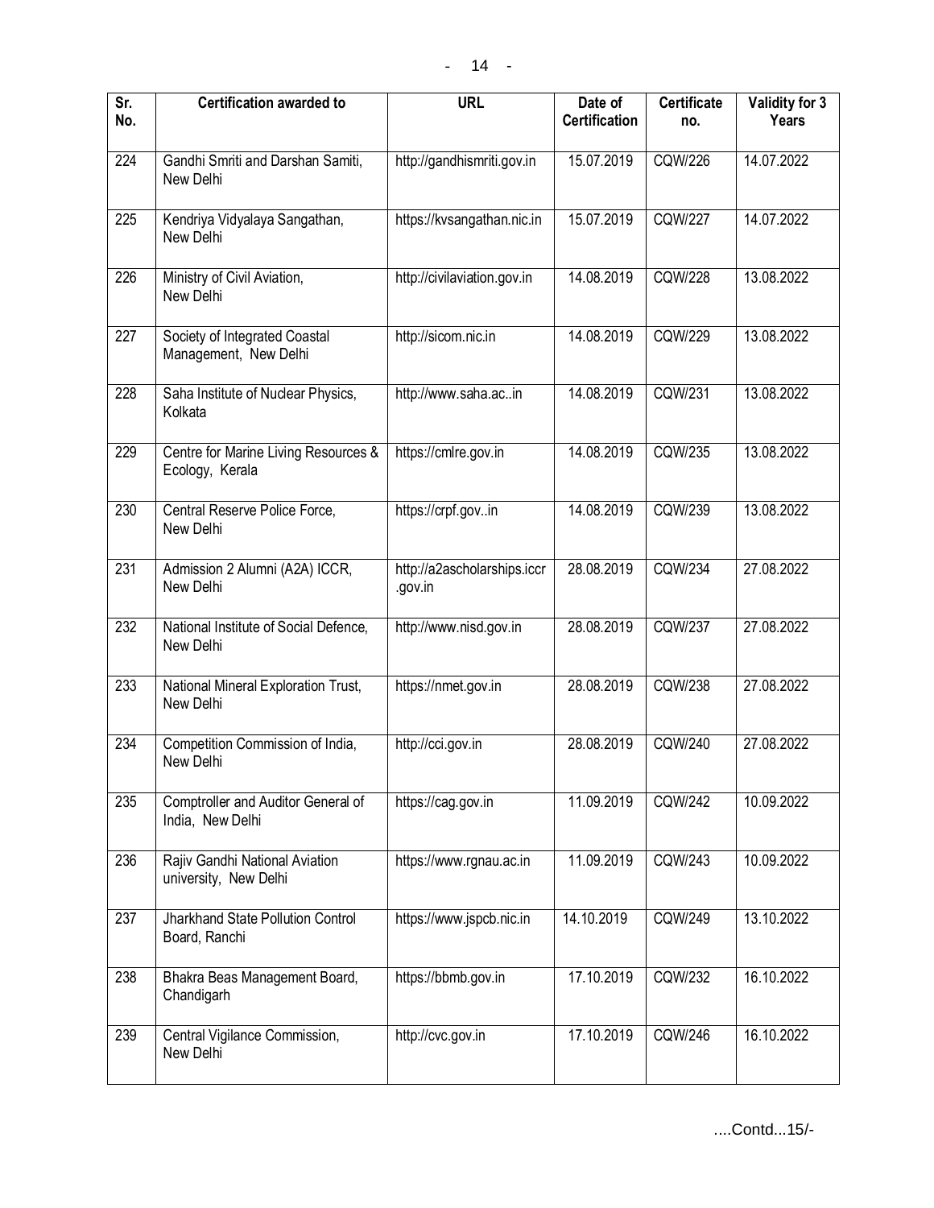| Sr. No. | Certification awarded to | URL | Date of Certification | Certificate no. | Validity for 3 Years |
|---|---|---|---|---|---|
| 224 | Gandhi Smriti and Darshan Samiti, New Delhi | http://gandhismriti.gov.in | 15.07.2019 | CQW/226 | 14.07.2022 |
| 225 | Kendriya Vidyalaya Sangathan, New Delhi | https://kvsangathan.nic.in | 15.07.2019 | CQW/227 | 14.07.2022 |
| 226 | Ministry of Civil Aviation, New Delhi | http://civilaviation.gov.in | 14.08.2019 | CQW/228 | 13.08.2022 |
| 227 | Society of Integrated Coastal Management, New Delhi | http://sicom.nic.in | 14.08.2019 | CQW/229 | 13.08.2022 |
| 228 | Saha Institute of Nuclear Physics, Kolkata | http://www.saha.ac..in | 14.08.2019 | CQW/231 | 13.08.2022 |
| 229 | Centre for Marine Living Resources & Ecology, Kerala | https://cmlre.gov.in | 14.08.2019 | CQW/235 | 13.08.2022 |
| 230 | Central Reserve Police Force, New Delhi | https://crpf.gov..in | 14.08.2019 | CQW/239 | 13.08.2022 |
| 231 | Admission 2 Alumni (A2A) ICCR, New Delhi | http://a2ascholarships.iccr.gov.in | 28.08.2019 | CQW/234 | 27.08.2022 |
| 232 | National Institute of Social Defence, New Delhi | http://www.nisd.gov.in | 28.08.2019 | CQW/237 | 27.08.2022 |
| 233 | National Mineral Exploration Trust, New Delhi | https://nmet.gov.in | 28.08.2019 | CQW/238 | 27.08.2022 |
| 234 | Competition Commission of India, New Delhi | http://cci.gov.in | 28.08.2019 | CQW/240 | 27.08.2022 |
| 235 | Comptroller and Auditor General of India, New Delhi | https://cag.gov.in | 11.09.2019 | CQW/242 | 10.09.2022 |
| 236 | Rajiv Gandhi National Aviation university, New Delhi | https://www.rgnau.ac.in | 11.09.2019 | CQW/243 | 10.09.2022 |
| 237 | Jharkhand State Pollution Control Board, Ranchi | https://www.jspcb.nic.in | 14.10.2019 | CQW/249 | 13.10.2022 |
| 238 | Bhakra Beas Management Board, Chandigarh | https://bbmb.gov.in | 17.10.2019 | CQW/232 | 16.10.2022 |
| 239 | Central Vigilance Commission, New Delhi | http://cvc.gov.in | 17.10.2019 | CQW/246 | 16.10.2022 |

....Contd...15/-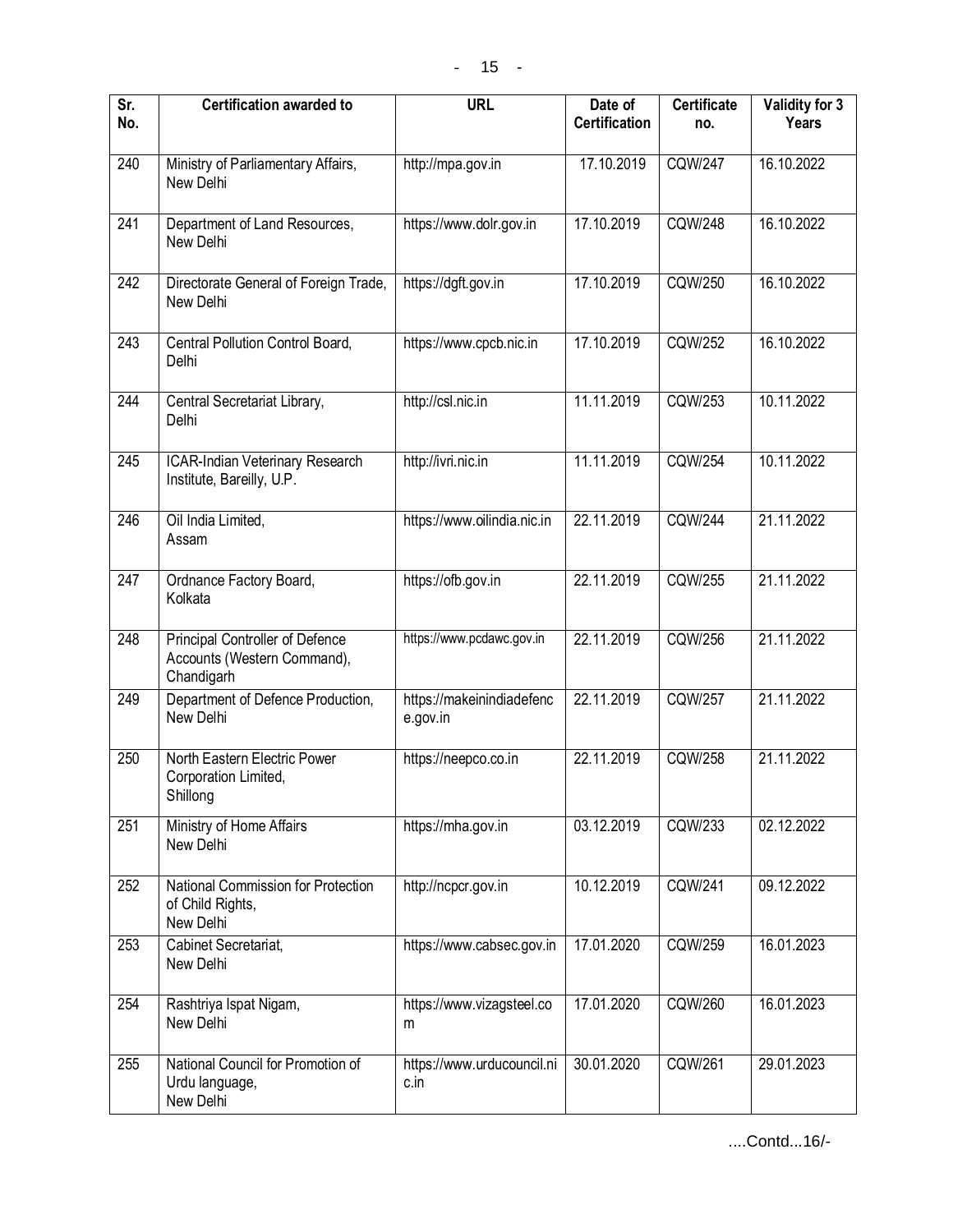| Sr. No. | Certification awarded to | URL | Date of Certification | Certificate no. | Validity for 3 Years |
|---|---|---|---|---|---|
| 240 | Ministry of Parliamentary Affairs, New Delhi | http://mpa.gov.in | 17.10.2019 | CQW/247 | 16.10.2022 |
| 241 | Department of Land Resources, New Delhi | https://www.dolr.gov.in | 17.10.2019 | CQW/248 | 16.10.2022 |
| 242 | Directorate General of Foreign Trade, New Delhi | https://dgft.gov.in | 17.10.2019 | CQW/250 | 16.10.2022 |
| 243 | Central Pollution Control Board, Delhi | https://www.cpcb.nic.in | 17.10.2019 | CQW/252 | 16.10.2022 |
| 244 | Central Secretariat Library, Delhi | http://csl.nic.in | 11.11.2019 | CQW/253 | 10.11.2022 |
| 245 | ICAR-Indian Veterinary Research Institute, Bareilly, U.P. | http://ivri.nic.in | 11.11.2019 | CQW/254 | 10.11.2022 |
| 246 | Oil India Limited, Assam | https://www.oilindia.nic.in | 22.11.2019 | CQW/244 | 21.11.2022 |
| 247 | Ordnance Factory Board, Kolkata | https://ofb.gov.in | 22.11.2019 | CQW/255 | 21.11.2022 |
| 248 | Principal Controller of Defence Accounts (Western Command), Chandigarh | https://www.pcdawc.gov.in | 22.11.2019 | CQW/256 | 21.11.2022 |
| 249 | Department of Defence Production, New Delhi | https://makeinindiadefence.gov.in | 22.11.2019 | CQW/257 | 21.11.2022 |
| 250 | North Eastern Electric Power Corporation Limited, Shillong | https://neepco.co.in | 22.11.2019 | CQW/258 | 21.11.2022 |
| 251 | Ministry of Home Affairs New Delhi | https://mha.gov.in | 03.12.2019 | CQW/233 | 02.12.2022 |
| 252 | National Commission for Protection of Child Rights, New Delhi | http://ncpcr.gov.in | 10.12.2019 | CQW/241 | 09.12.2022 |
| 253 | Cabinet Secretariat, New Delhi | https://www.cabsec.gov.in | 17.01.2020 | CQW/259 | 16.01.2023 |
| 254 | Rashtriya Ispat Nigam, New Delhi | https://www.vizagsteel.com | 17.01.2020 | CQW/260 | 16.01.2023 |
| 255 | National Council for Promotion of Urdu language, New Delhi | https://www.urducouncil.nic.in | 30.01.2020 | CQW/261 | 29.01.2023 |

....Contd...16/-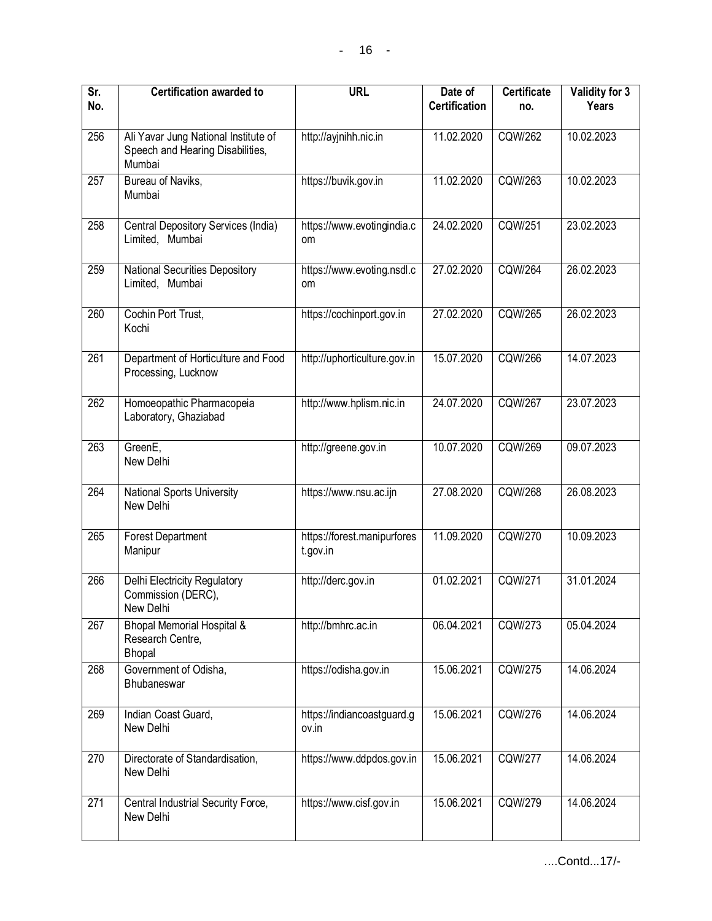| Sr. No. | Certification awarded to | URL | Date of Certification | Certificate no. | Validity for 3 Years |
|---|---|---|---|---|---|
| 256 | Ali Yavar Jung National Institute of Speech and Hearing Disabilities, Mumbai | http://ayjnihh.nic.in | 11.02.2020 | CQW/262 | 10.02.2023 |
| 257 | Bureau of Naviks, Mumbai | https://buvik.gov.in | 11.02.2020 | CQW/263 | 10.02.2023 |
| 258 | Central Depository Services (India) Limited, Mumbai | https://www.evotingindia.com | 24.02.2020 | CQW/251 | 23.02.2023 |
| 259 | National Securities Depository Limited, Mumbai | https://www.evoting.nsdl.com | 27.02.2020 | CQW/264 | 26.02.2023 |
| 260 | Cochin Port Trust, Kochi | https://cochinport.gov.in | 27.02.2020 | CQW/265 | 26.02.2023 |
| 261 | Department of Horticulture and Food Processing, Lucknow | http://uphorticulture.gov.in | 15.07.2020 | CQW/266 | 14.07.2023 |
| 262 | Homoeopathic Pharmacopeia Laboratory, Ghaziabad | http://www.hplism.nic.in | 24.07.2020 | CQW/267 | 23.07.2023 |
| 263 | GreenE, New Delhi | http://greene.gov.in | 10.07.2020 | CQW/269 | 09.07.2023 |
| 264 | National Sports University New Delhi | https://www.nsu.ac.ijn | 27.08.2020 | CQW/268 | 26.08.2023 |
| 265 | Forest Department Manipur | https://forest.manipurforest.gov.in | 11.09.2020 | CQW/270 | 10.09.2023 |
| 266 | Delhi Electricity Regulatory Commission (DERC), New Delhi | http://derc.gov.in | 01.02.2021 | CQW/271 | 31.01.2024 |
| 267 | Bhopal Memorial Hospital & Research Centre, Bhopal | http://bmhrc.ac.in | 06.04.2021 | CQW/273 | 05.04.2024 |
| 268 | Government of Odisha, Bhubaneswar | https://odisha.gov.in | 15.06.2021 | CQW/275 | 14.06.2024 |
| 269 | Indian Coast Guard, New Delhi | https://indiancoastguard.gov.in | 15.06.2021 | CQW/276 | 14.06.2024 |
| 270 | Directorate of Standardisation, New Delhi | https://www.ddpdos.gov.in | 15.06.2021 | CQW/277 | 14.06.2024 |
| 271 | Central Industrial Security Force, New Delhi | https://www.cisf.gov.in | 15.06.2021 | CQW/279 | 14.06.2024 |

....Contd...17/-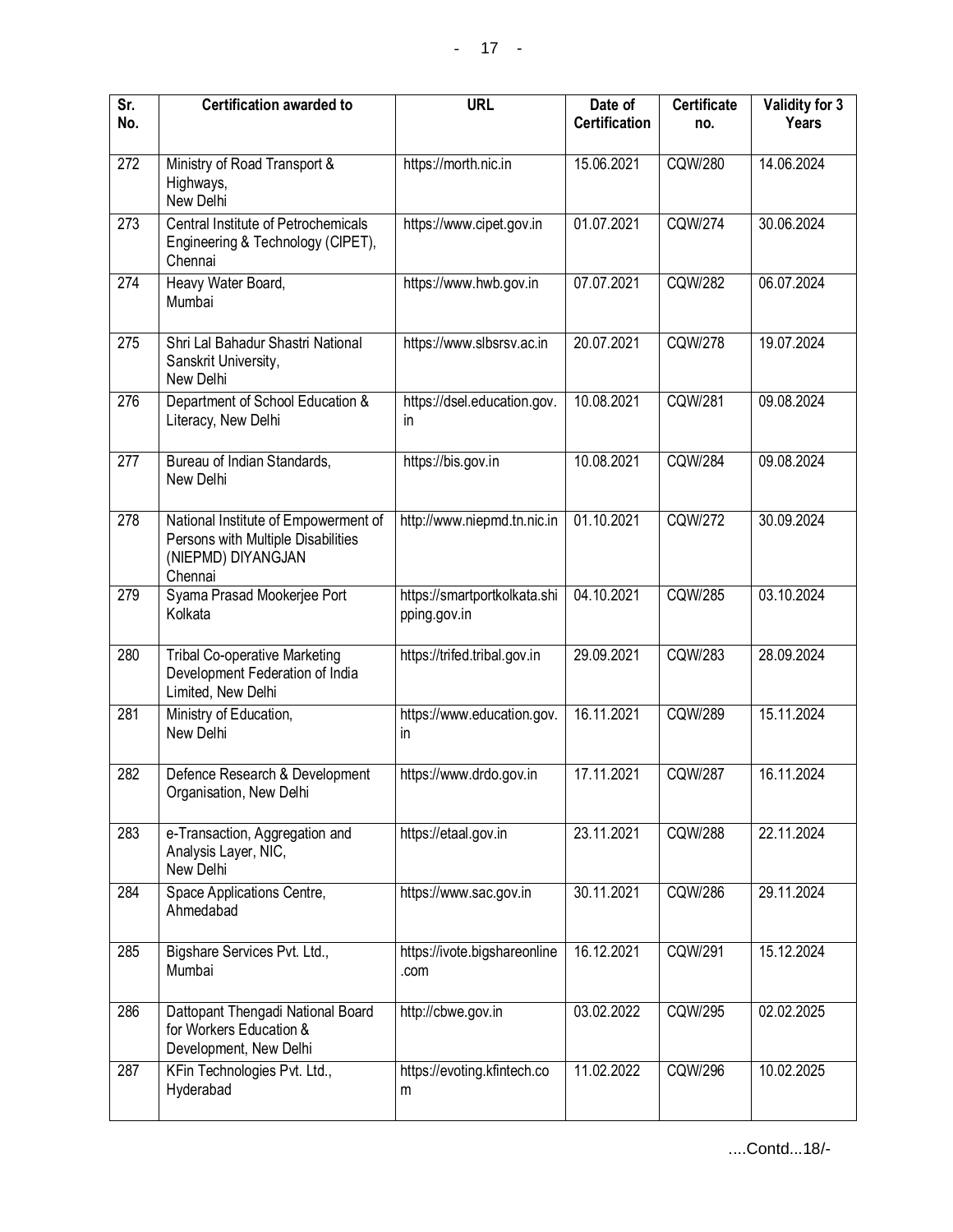| Sr. No. | Certification awarded to | URL | Date of Certification | Certificate no. | Validity for 3 Years |
|---|---|---|---|---|---|
| 272 | Ministry of Road Transport & Highways, New Delhi | https://morth.nic.in | 15.06.2021 | CQW/280 | 14.06.2024 |
| 273 | Central Institute of Petrochemicals Engineering & Technology (CIPET), Chennai | https://www.cipet.gov.in | 01.07.2021 | CQW/274 | 30.06.2024 |
| 274 | Heavy Water Board, Mumbai | https://www.hwb.gov.in | 07.07.2021 | CQW/282 | 06.07.2024 |
| 275 | Shri Lal Bahadur Shastri National Sanskrit University, New Delhi | https://www.slbsrsv.ac.in | 20.07.2021 | CQW/278 | 19.07.2024 |
| 276 | Department of School Education & Literacy, New Delhi | https://dsel.education.gov.in | 10.08.2021 | CQW/281 | 09.08.2024 |
| 277 | Bureau of Indian Standards, New Delhi | https://bis.gov.in | 10.08.2021 | CQW/284 | 09.08.2024 |
| 278 | National Institute of Empowerment of Persons with Multiple Disabilities (NIEPMD) DIYANGJAN Chennai | http://www.niepmd.tn.nic.in | 01.10.2021 | CQW/272 | 30.09.2024 |
| 279 | Syama Prasad Mookerjee Port Kolkata | https://smartportkolkata.shipping.gov.in | 04.10.2021 | CQW/285 | 03.10.2024 |
| 280 | Tribal Co-operative Marketing Development Federation of India Limited, New Delhi | https://trifed.tribal.gov.in | 29.09.2021 | CQW/283 | 28.09.2024 |
| 281 | Ministry of Education, New Delhi | https://www.education.gov.in | 16.11.2021 | CQW/289 | 15.11.2024 |
| 282 | Defence Research & Development Organisation, New Delhi | https://www.drdo.gov.in | 17.11.2021 | CQW/287 | 16.11.2024 |
| 283 | e-Transaction, Aggregation and Analysis Layer, NIC, New Delhi | https://etaal.gov.in | 23.11.2021 | CQW/288 | 22.11.2024 |
| 284 | Space Applications Centre, Ahmedabad | https://www.sac.gov.in | 30.11.2021 | CQW/286 | 29.11.2024 |
| 285 | Bigshare Services Pvt. Ltd., Mumbai | https://ivote.bigshareonline.com | 16.12.2021 | CQW/291 | 15.12.2024 |
| 286 | Dattopant Thengadi National Board for Workers Education & Development, New Delhi | http://cbwe.gov.in | 03.02.2022 | CQW/295 | 02.02.2025 |
| 287 | KFin Technologies Pvt. Ltd., Hyderabad | https://evoting.kfintech.com | 11.02.2022 | CQW/296 | 10.02.2025 |

....Contd...18/-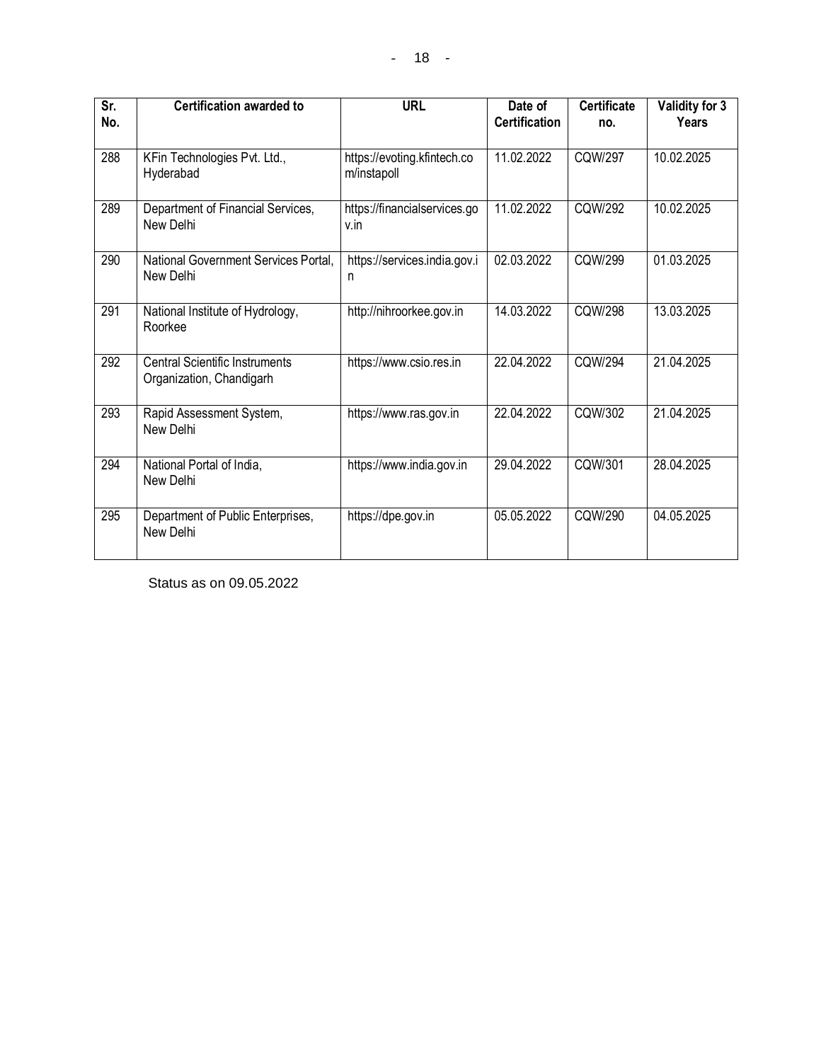| Sr. No. | Certification awarded to | URL | Date of Certification | Certificate no. | Validity for 3 Years |
|---|---|---|---|---|---|
| 288 | KFin Technologies Pvt. Ltd., Hyderabad | https://evoting.kfintech.com/instapoll | 11.02.2022 | CQW/297 | 10.02.2025 |
| 289 | Department of Financial Services, New Delhi | https://financialservices.gov.in | 11.02.2022 | CQW/292 | 10.02.2025 |
| 290 | National Government Services Portal, New Delhi | https://services.india.gov.in | 02.03.2022 | CQW/299 | 01.03.2025 |
| 291 | National Institute of Hydrology, Roorkee | http://nihroorkee.gov.in | 14.03.2022 | CQW/298 | 13.03.2025 |
| 292 | Central Scientific Instruments Organization, Chandigarh | https://www.csio.res.in | 22.04.2022 | CQW/294 | 21.04.2025 |
| 293 | Rapid Assessment System, New Delhi | https://www.ras.gov.in | 22.04.2022 | CQW/302 | 21.04.2025 |
| 294 | National Portal of India, New Delhi | https://www.india.gov.in | 29.04.2022 | CQW/301 | 28.04.2025 |
| 295 | Department of Public Enterprises, New Delhi | https://dpe.gov.in | 05.05.2022 | CQW/290 | 04.05.2025 |

Status as on 09.05.2022